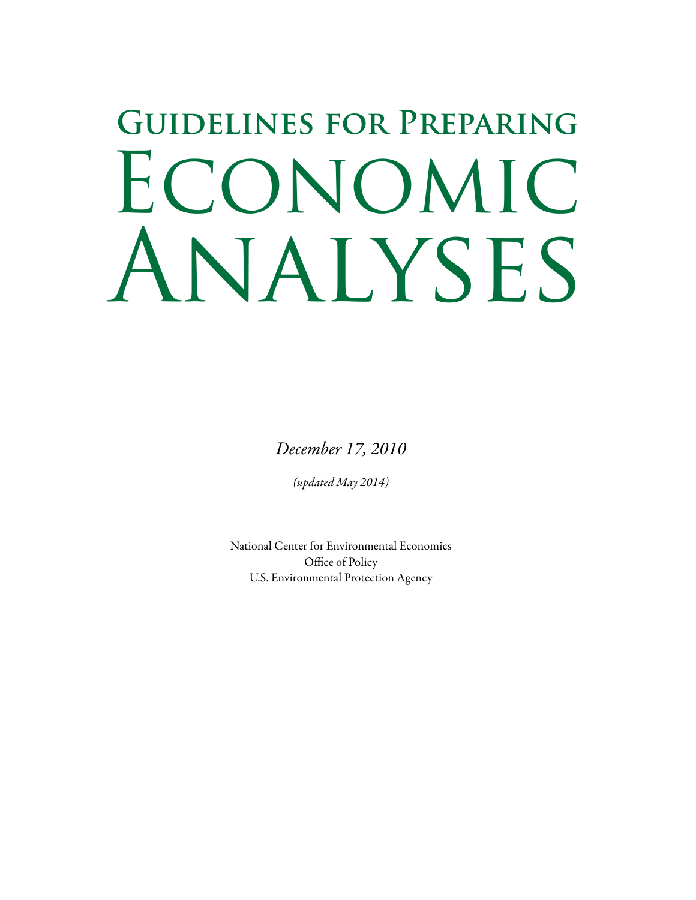# Guidelines for Preparing Economic Analyses

*December 17, 2010*

*(updated May 2014)*

National Center for Environmental Economics
Office of Policy
U.S. Environmental Protection Agency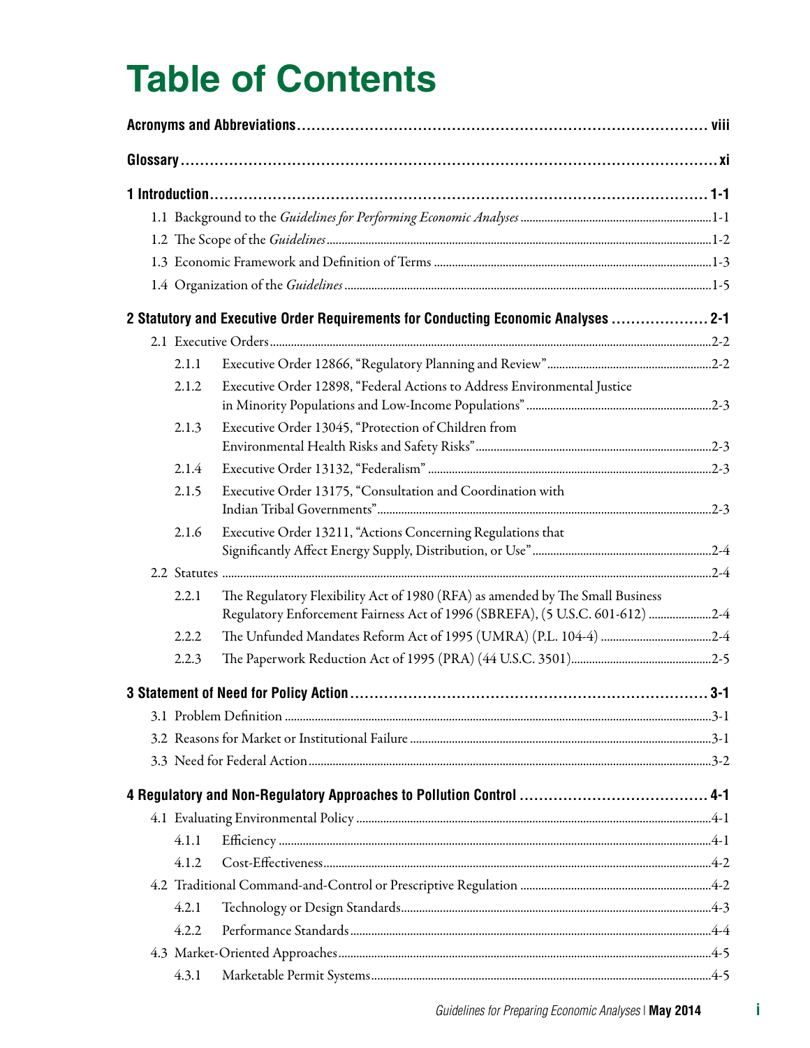# Table of Contents

**Acronyms and Abbreviations** ..... **viii**

**Glossary** ..... **xi**

**1 Introduction** ..... **1-1**

- 1.1 Background to the *Guidelines for Performing Economic Analyses* ..... 1-1
- 1.2 The Scope of the *Guidelines* ..... 1-2
- 1.3 Economic Framework and Definition of Terms ..... 1-3
- 1.4 Organization of the *Guidelines* ..... 1-5

**2 Statutory and Executive Order Requirements for Conducting Economic Analyses** ..... **2-1**

- 2.1 Executive Orders ..... 2-2
  - 2.1.1 Executive Order 12866, "Regulatory Planning and Review" ..... 2-2
  - 2.1.2 Executive Order 12898, "Federal Actions to Address Environmental Justice in Minority Populations and Low-Income Populations" ..... 2-3
  - 2.1.3 Executive Order 13045, "Protection of Children from Environmental Health Risks and Safety Risks" ..... 2-3
  - 2.1.4 Executive Order 13132, "Federalism" ..... 2-3
  - 2.1.5 Executive Order 13175, "Consultation and Coordination with Indian Tribal Governments" ..... 2-3
  - 2.1.6 Executive Order 13211, "Actions Concerning Regulations that Significantly Affect Energy Supply, Distribution, or Use" ..... 2-4
- 2.2 Statutes ..... 2-4
  - 2.2.1 The Regulatory Flexibility Act of 1980 (RFA) as amended by The Small Business Regulatory Enforcement Fairness Act of 1996 (SBREFA), (5 U.S.C. 601-612) ..... 2-4
  - 2.2.2 The Unfunded Mandates Reform Act of 1995 (UMRA) (P.L. 104-4) ..... 2-4
  - 2.2.3 The Paperwork Reduction Act of 1995 (PRA) (44 U.S.C. 3501) ..... 2-5

**3 Statement of Need for Policy Action** ..... **3-1**

- 3.1 Problem Definition ..... 3-1
- 3.2 Reasons for Market or Institutional Failure ..... 3-1
- 3.3 Need for Federal Action ..... 3-2

**4 Regulatory and Non-Regulatory Approaches to Pollution Control** ..... **4-1**

- 4.1 Evaluating Environmental Policy ..... 4-1
  - 4.1.1 Efficiency ..... 4-1
  - 4.1.2 Cost-Effectiveness ..... 4-2
- 4.2 Traditional Command-and-Control or Prescriptive Regulation ..... 4-2
  - 4.2.1 Technology or Design Standards ..... 4-3
  - 4.2.2 Performance Standards ..... 4-4
- 4.3 Market-Oriented Approaches ..... 4-5
  - 4.3.1 Marketable Permit Systems ..... 4-5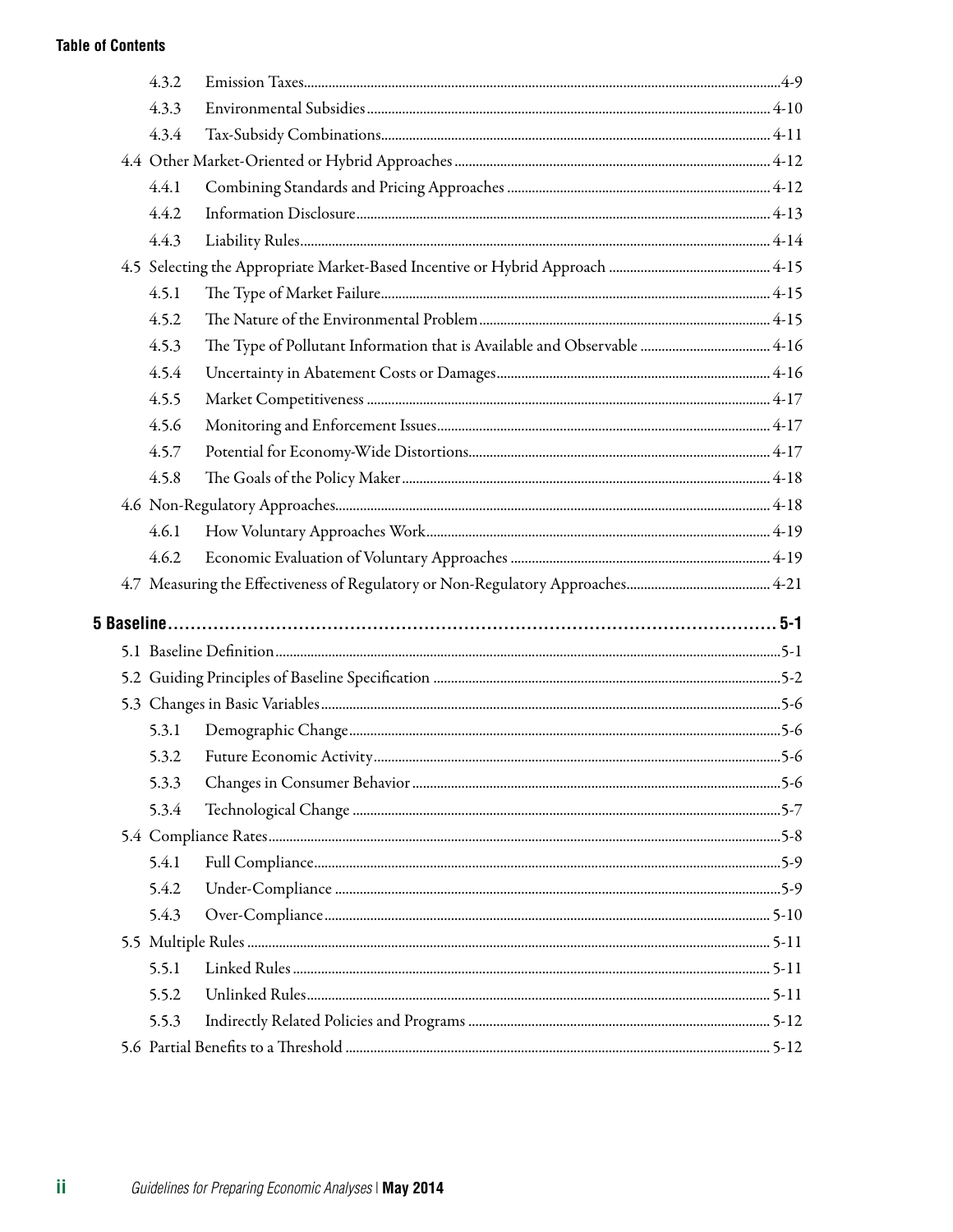**Table of Contents**

- 4.3.2 Emission Taxes....4-9
- 4.3.3 Environmental Subsidies....4-10
- 4.3.4 Tax-Subsidy Combinations....4-11
- 4.4 Other Market-Oriented or Hybrid Approaches....4-12
  - 4.4.1 Combining Standards and Pricing Approaches....4-12
  - 4.4.2 Information Disclosure....4-13
  - 4.4.3 Liability Rules....4-14
- 4.5 Selecting the Appropriate Market-Based Incentive or Hybrid Approach....4-15
  - 4.5.1 The Type of Market Failure....4-15
  - 4.5.2 The Nature of the Environmental Problem....4-15
  - 4.5.3 The Type of Pollutant Information that is Available and Observable....4-16
  - 4.5.4 Uncertainty in Abatement Costs or Damages....4-16
  - 4.5.5 Market Competitiveness....4-17
  - 4.5.6 Monitoring and Enforcement Issues....4-17
  - 4.5.7 Potential for Economy-Wide Distortions....4-17
  - 4.5.8 The Goals of the Policy Maker....4-18
- 4.6 Non-Regulatory Approaches....4-18
  - 4.6.1 How Voluntary Approaches Work....4-19
  - 4.6.2 Economic Evaluation of Voluntary Approaches....4-19
- 4.7 Measuring the Effectiveness of Regulatory or Non-Regulatory Approaches....4-21

**5 Baseline....5-1**

- 5.1 Baseline Definition....5-1
- 5.2 Guiding Principles of Baseline Specification....5-2
- 5.3 Changes in Basic Variables....5-6
  - 5.3.1 Demographic Change....5-6
  - 5.3.2 Future Economic Activity....5-6
  - 5.3.3 Changes in Consumer Behavior....5-6
  - 5.3.4 Technological Change....5-7
- 5.4 Compliance Rates....5-8
  - 5.4.1 Full Compliance....5-9
  - 5.4.2 Under-Compliance....5-9
  - 5.4.3 Over-Compliance....5-10
- 5.5 Multiple Rules....5-11
  - 5.5.1 Linked Rules....5-11
  - 5.5.2 Unlinked Rules....5-11
  - 5.5.3 Indirectly Related Policies and Programs....5-12
- 5.6 Partial Benefits to a Threshold....5-12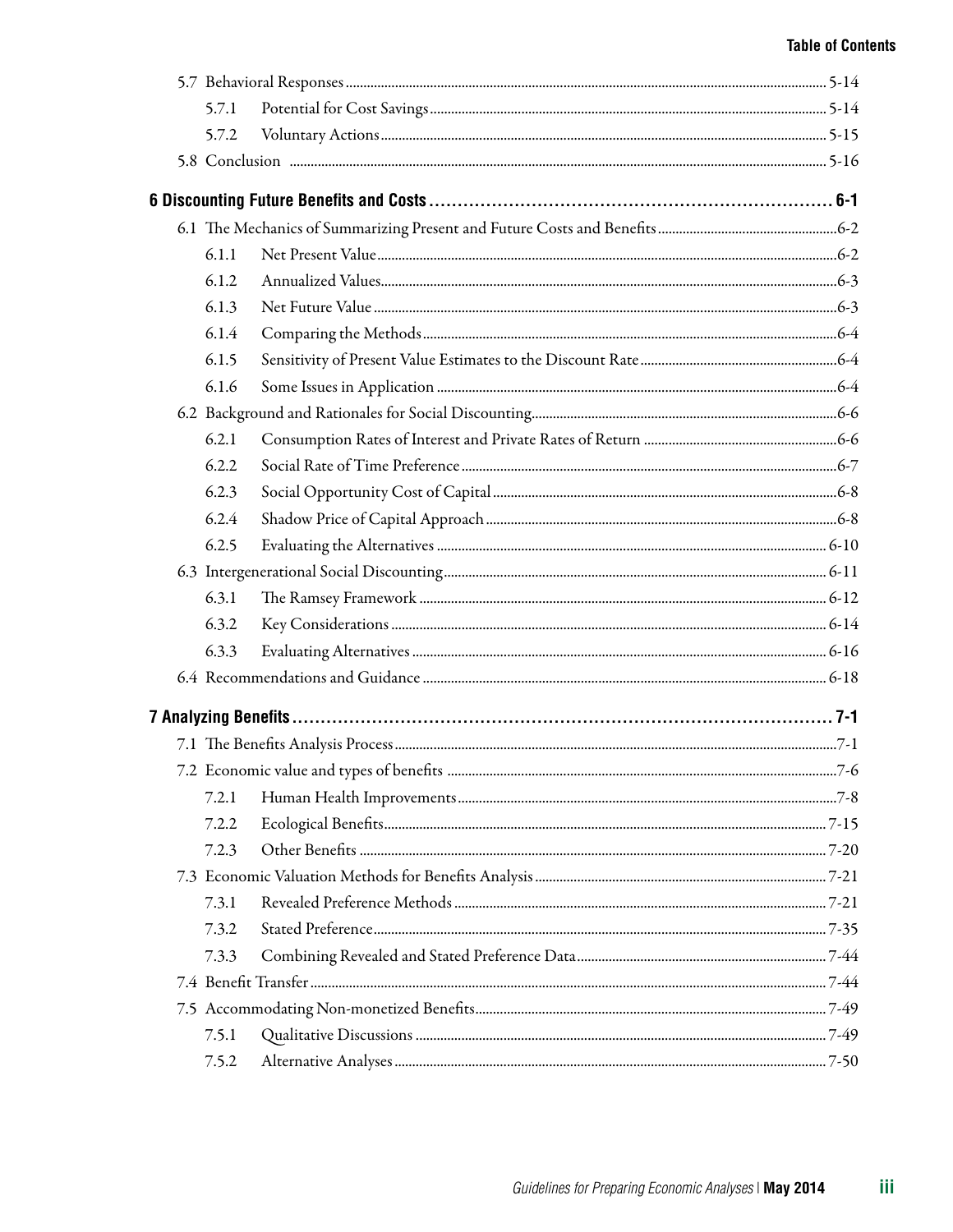5.7 Behavioral Responses .......... 5-14

5.7.1 Potential for Cost Savings .......... 5-14

5.7.2 Voluntary Actions .......... 5-15

5.8 Conclusion .......... 5-16

**6 Discounting Future Benefits and Costs .......... 6-1**

6.1 The Mechanics of Summarizing Present and Future Costs and Benefits .......... 6-2

6.1.1 Net Present Value .......... 6-2

6.1.2 Annualized Values .......... 6-3

6.1.3 Net Future Value .......... 6-3

6.1.4 Comparing the Methods .......... 6-4

6.1.5 Sensitivity of Present Value Estimates to the Discount Rate .......... 6-4

6.1.6 Some Issues in Application .......... 6-4

6.2 Background and Rationales for Social Discounting .......... 6-6

6.2.1 Consumption Rates of Interest and Private Rates of Return .......... 6-6

6.2.2 Social Rate of Time Preference .......... 6-7

6.2.3 Social Opportunity Cost of Capital .......... 6-8

6.2.4 Shadow Price of Capital Approach .......... 6-8

6.2.5 Evaluating the Alternatives .......... 6-10

6.3 Intergenerational Social Discounting .......... 6-11

6.3.1 The Ramsey Framework .......... 6-12

6.3.2 Key Considerations .......... 6-14

6.3.3 Evaluating Alternatives .......... 6-16

6.4 Recommendations and Guidance .......... 6-18

**7 Analyzing Benefits .......... 7-1**

7.1 The Benefits Analysis Process .......... 7-1

7.2 Economic value and types of benefits .......... 7-6

7.2.1 Human Health Improvements .......... 7-8

7.2.2 Ecological Benefits .......... 7-15

7.2.3 Other Benefits .......... 7-20

7.3 Economic Valuation Methods for Benefits Analysis .......... 7-21

7.3.1 Revealed Preference Methods .......... 7-21

7.3.2 Stated Preference .......... 7-35

7.3.3 Combining Revealed and Stated Preference Data .......... 7-44

7.4 Benefit Transfer .......... 7-44

7.5 Accommodating Non-monetized Benefits .......... 7-49

7.5.1 Qualitative Discussions .......... 7-49

7.5.2 Alternative Analyses .......... 7-50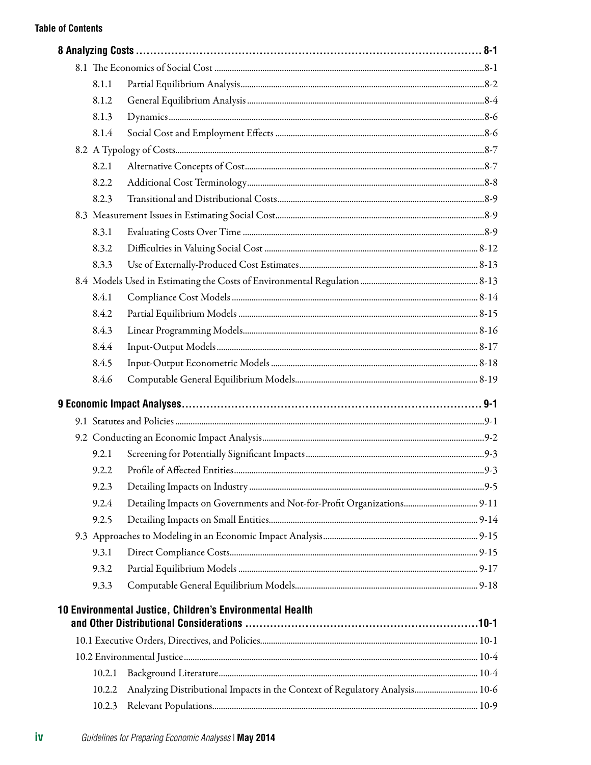**Table of Contents**

| | |
|---|---|
| **8 Analyzing Costs** | **8-1** |
| 8.1 The Economics of Social Cost | 8-1 |
| 8.1.1 Partial Equilibrium Analysis | 8-2 |
| 8.1.2 General Equilibrium Analysis | 8-4 |
| 8.1.3 Dynamics | 8-6 |
| 8.1.4 Social Cost and Employment Effects | 8-6 |
| 8.2 A Typology of Costs | 8-7 |
| 8.2.1 Alternative Concepts of Cost | 8-7 |
| 8.2.2 Additional Cost Terminology | 8-8 |
| 8.2.3 Transitional and Distributional Costs | 8-9 |
| 8.3 Measurement Issues in Estimating Social Cost | 8-9 |
| 8.3.1 Evaluating Costs Over Time | 8-9 |
| 8.3.2 Difficulties in Valuing Social Cost | 8-12 |
| 8.3.3 Use of Externally-Produced Cost Estimates | 8-13 |
| 8.4 Models Used in Estimating the Costs of Environmental Regulation | 8-13 |
| 8.4.1 Compliance Cost Models | 8-14 |
| 8.4.2 Partial Equilibrium Models | 8-15 |
| 8.4.3 Linear Programming Models | 8-16 |
| 8.4.4 Input-Output Models | 8-17 |
| 8.4.5 Input-Output Econometric Models | 8-18 |
| 8.4.6 Computable General Equilibrium Models | 8-19 |
| **9 Economic Impact Analyses** | **9-1** |
| 9.1 Statutes and Policies | 9-1 |
| 9.2 Conducting an Economic Impact Analysis | 9-2 |
| 9.2.1 Screening for Potentially Significant Impacts | 9-3 |
| 9.2.2 Profile of Affected Entities | 9-3 |
| 9.2.3 Detailing Impacts on Industry | 9-5 |
| 9.2.4 Detailing Impacts on Governments and Not-for-Profit Organizations | 9-11 |
| 9.2.5 Detailing Impacts on Small Entities | 9-14 |
| 9.3 Approaches to Modeling in an Economic Impact Analysis | 9-15 |
| 9.3.1 Direct Compliance Costs | 9-15 |
| 9.3.2 Partial Equilibrium Models | 9-17 |
| 9.3.3 Computable General Equilibrium Models | 9-18 |
| **10 Environmental Justice, Children's Environmental Health and Other Distributional Considerations** | **10-1** |
| 10.1 Executive Orders, Directives, and Policies | 10-1 |
| 10.2 Environmental Justice | 10-4 |
| 10.2.1 Background Literature | 10-4 |
| 10.2.2 Analyzing Distributional Impacts in the Context of Regulatory Analysis | 10-6 |
| 10.2.3 Relevant Populations | 10-9 |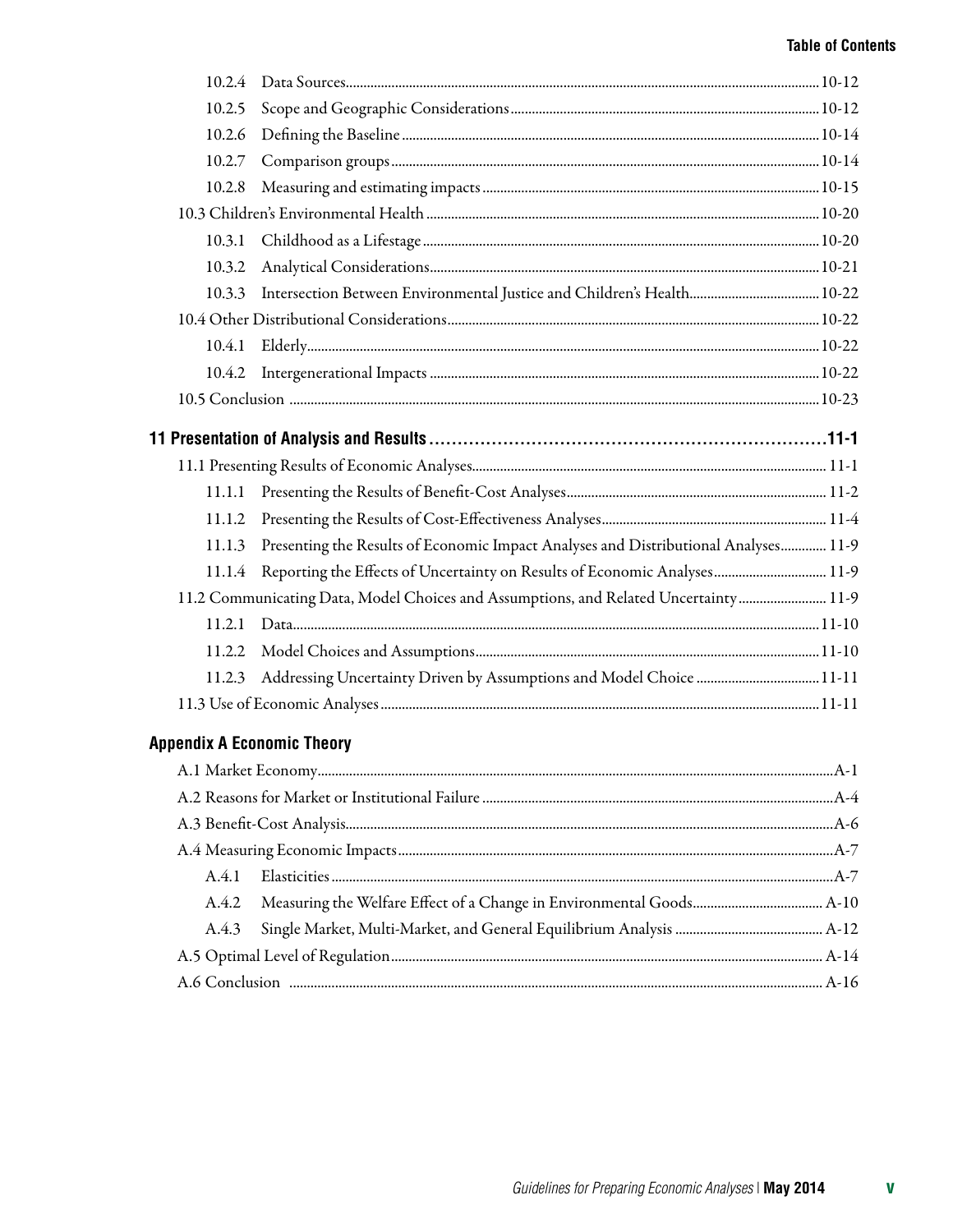10.2.4 Data Sources ... 10-12
10.2.5 Scope and Geographic Considerations ... 10-12
10.2.6 Defining the Baseline ... 10-14
10.2.7 Comparison groups ... 10-14
10.2.8 Measuring and estimating impacts ... 10-15

10.3 Children's Environmental Health ... 10-20
10.3.1 Childhood as a Lifestage ... 10-20
10.3.2 Analytical Considerations ... 10-21
10.3.3 Intersection Between Environmental Justice and Children's Health ... 10-22

10.4 Other Distributional Considerations ... 10-22
10.4.1 Elderly ... 10-22
10.4.2 Intergenerational Impacts ... 10-22

10.5 Conclusion ... 10-23

**11 Presentation of Analysis and Results ... 11-1**

11.1 Presenting Results of Economic Analyses ... 11-1
11.1.1 Presenting the Results of Benefit-Cost Analyses ... 11-2
11.1.2 Presenting the Results of Cost-Effectiveness Analyses ... 11-4
11.1.3 Presenting the Results of Economic Impact Analyses and Distributional Analyses ... 11-9
11.1.4 Reporting the Effects of Uncertainty on Results of Economic Analyses ... 11-9

11.2 Communicating Data, Model Choices and Assumptions, and Related Uncertainty ... 11-9
11.2.1 Data ... 11-10
11.2.2 Model Choices and Assumptions ... 11-10
11.2.3 Addressing Uncertainty Driven by Assumptions and Model Choice ... 11-11

11.3 Use of Economic Analyses ... 11-11

**Appendix A Economic Theory**

A.1 Market Economy ... A-1
A.2 Reasons for Market or Institutional Failure ... A-4
A.3 Benefit-Cost Analysis ... A-6
A.4 Measuring Economic Impacts ... A-7
A.4.1 Elasticities ... A-7
A.4.2 Measuring the Welfare Effect of a Change in Environmental Goods ... A-10
A.4.3 Single Market, Multi-Market, and General Equilibrium Analysis ... A-12

A.5 Optimal Level of Regulation ... A-14
A.6 Conclusion ... A-16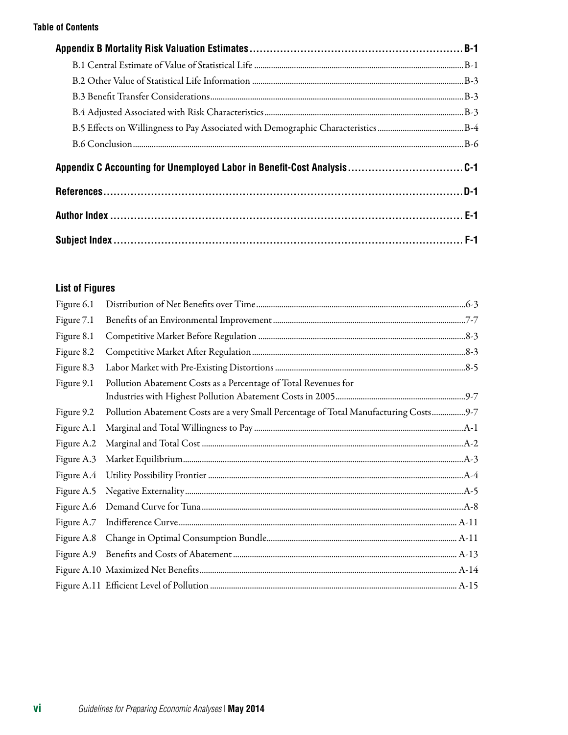# Table of Contents

**Appendix B Mortality Risk Valuation Estimates ........ B-1**

- B.1 Central Estimate of Value of Statistical Life ........ B-1
- B.2 Other Value of Statistical Life Information ........ B-3
- B.3 Benefit Transfer Considerations ........ B-3
- B.4 Adjusted Associated with Risk Characteristics ........ B-3
- B.5 Effects on Willingness to Pay Associated with Demographic Characteristics ........ B-4
- B.6 Conclusion ........ B-6

**Appendix C Accounting for Unemployed Labor in Benefit-Cost Analysis ........ C-1**

**References ........ D-1**

**Author Index ........ E-1**

**Subject Index ........ F-1**

## List of Figures

| Figure | Title | Page |
|---|---|---|
| Figure 6.1 | Distribution of Net Benefits over Time | 6-3 |
| Figure 7.1 | Benefits of an Environmental Improvement | 7-7 |
| Figure 8.1 | Competitive Market Before Regulation | 8-3 |
| Figure 8.2 | Competitive Market After Regulation | 8-3 |
| Figure 8.3 | Labor Market with Pre-Existing Distortions | 8-5 |
| Figure 9.1 | Pollution Abatement Costs as a Percentage of Total Revenues for Industries with Highest Pollution Abatement Costs in 2005 | 9-7 |
| Figure 9.2 | Pollution Abatement Costs are a very Small Percentage of Total Manufacturing Costs | 9-7 |
| Figure A.1 | Marginal and Total Willingness to Pay | A-1 |
| Figure A.2 | Marginal and Total Cost | A-2 |
| Figure A.3 | Market Equilibrium | A-3 |
| Figure A.4 | Utility Possibility Frontier | A-4 |
| Figure A.5 | Negative Externality | A-5 |
| Figure A.6 | Demand Curve for Tuna | A-8 |
| Figure A.7 | Indifference Curve | A-11 |
| Figure A.8 | Change in Optimal Consumption Bundle | A-11 |
| Figure A.9 | Benefits and Costs of Abatement | A-13 |
| Figure A.10 | Maximized Net Benefits | A-14 |
| Figure A.11 | Efficient Level of Pollution | A-15 |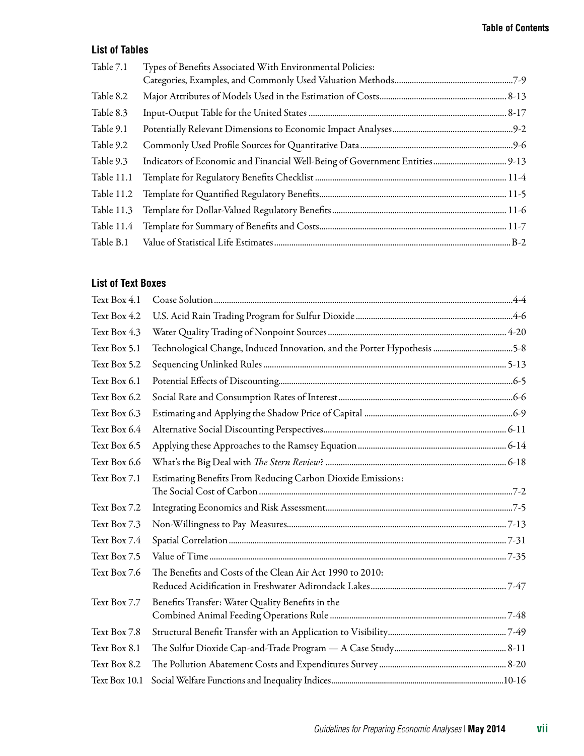### List of Tables

| | | |
|---|---|---|
| Table 7.1 | Types of Benefits Associated With Environmental Policies: Categories, Examples, and Commonly Used Valuation Methods | 7-9 |
| Table 8.2 | Major Attributes of Models Used in the Estimation of Costs | 8-13 |
| Table 8.3 | Input-Output Table for the United States | 8-17 |
| Table 9.1 | Potentially Relevant Dimensions to Economic Impact Analyses | 9-2 |
| Table 9.2 | Commonly Used Profile Sources for Quantitative Data | 9-6 |
| Table 9.3 | Indicators of Economic and Financial Well-Being of Government Entities | 9-13 |
| Table 11.1 | Template for Regulatory Benefits Checklist | 11-4 |
| Table 11.2 | Template for Quantified Regulatory Benefits | 11-5 |
| Table 11.3 | Template for Dollar-Valued Regulatory Benefits | 11-6 |
| Table 11.4 | Template for Summary of Benefits and Costs | 11-7 |
| Table B.1 | Value of Statistical Life Estimates | B-2 |

### List of Text Boxes

| | | |
|---|---|---|
| Text Box 4.1 | Coase Solution | 4-4 |
| Text Box 4.2 | U.S. Acid Rain Trading Program for Sulfur Dioxide | 4-6 |
| Text Box 4.3 | Water Quality Trading of Nonpoint Sources | 4-20 |
| Text Box 5.1 | Technological Change, Induced Innovation, and the Porter Hypothesis | 5-8 |
| Text Box 5.2 | Sequencing Unlinked Rules | 5-13 |
| Text Box 6.1 | Potential Effects of Discounting | 6-5 |
| Text Box 6.2 | Social Rate and Consumption Rates of Interest | 6-6 |
| Text Box 6.3 | Estimating and Applying the Shadow Price of Capital | 6-9 |
| Text Box 6.4 | Alternative Social Discounting Perspectives | 6-11 |
| Text Box 6.5 | Applying these Approaches to the Ramsey Equation | 6-14 |
| Text Box 6.6 | What's the Big Deal with *The Stern Review*? | 6-18 |
| Text Box 7.1 | Estimating Benefits From Reducing Carbon Dioxide Emissions: The Social Cost of Carbon | 7-2 |
| Text Box 7.2 | Integrating Economics and Risk Assessment | 7-5 |
| Text Box 7.3 | Non-Willingness to Pay Measures | 7-13 |
| Text Box 7.4 | Spatial Correlation | 7-31 |
| Text Box 7.5 | Value of Time | 7-35 |
| Text Box 7.6 | The Benefits and Costs of the Clean Air Act 1990 to 2010: Reduced Acidification in Freshwater Adirondack Lakes | 7-47 |
| Text Box 7.7 | Benefits Transfer: Water Quality Benefits in the Combined Animal Feeding Operations Rule | 7-48 |
| Text Box 7.8 | Structural Benefit Transfer with an Application to Visibility | 7-49 |
| Text Box 8.1 | The Sulfur Dioxide Cap-and-Trade Program — A Case Study | 8-11 |
| Text Box 8.2 | The Pollution Abatement Costs and Expenditures Survey | 8-20 |
| Text Box 10.1 | Social Welfare Functions and Inequality Indices | 10-16 |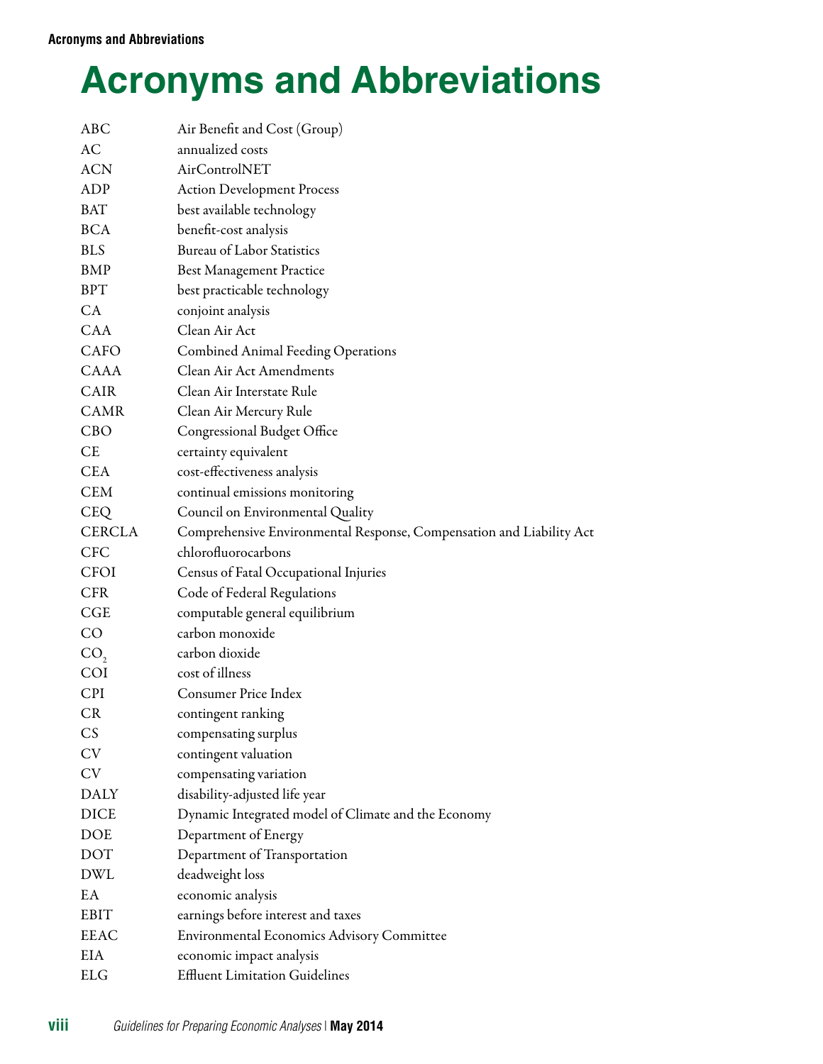# Acronyms and Abbreviations

| | |
|---|---|
| ABC | Air Benefit and Cost (Group) |
| AC | annualized costs |
| ACN | AirControlNET |
| ADP | Action Development Process |
| BAT | best available technology |
| BCA | benefit-cost analysis |
| BLS | Bureau of Labor Statistics |
| BMP | Best Management Practice |
| BPT | best practicable technology |
| CA | conjoint analysis |
| CAA | Clean Air Act |
| CAFO | Combined Animal Feeding Operations |
| CAAA | Clean Air Act Amendments |
| CAIR | Clean Air Interstate Rule |
| CAMR | Clean Air Mercury Rule |
| CBO | Congressional Budget Office |
| CE | certainty equivalent |
| CEA | cost-effectiveness analysis |
| CEM | continual emissions monitoring |
| CEQ | Council on Environmental Quality |
| CERCLA | Comprehensive Environmental Response, Compensation and Liability Act |
| CFC | chlorofluorocarbons |
| CFOI | Census of Fatal Occupational Injuries |
| CFR | Code of Federal Regulations |
| CGE | computable general equilibrium |
| CO | carbon monoxide |
| $CO_2$ | carbon dioxide |
| COI | cost of illness |
| CPI | Consumer Price Index |
| CR | contingent ranking |
| CS | compensating surplus |
| CV | contingent valuation |
| CV | compensating variation |
| DALY | disability-adjusted life year |
| DICE | Dynamic Integrated model of Climate and the Economy |
| DOE | Department of Energy |
| DOT | Department of Transportation |
| DWL | deadweight loss |
| EA | economic analysis |
| EBIT | earnings before interest and taxes |
| EEAC | Environmental Economics Advisory Committee |
| EIA | economic impact analysis |
| ELG | Effluent Limitation Guidelines |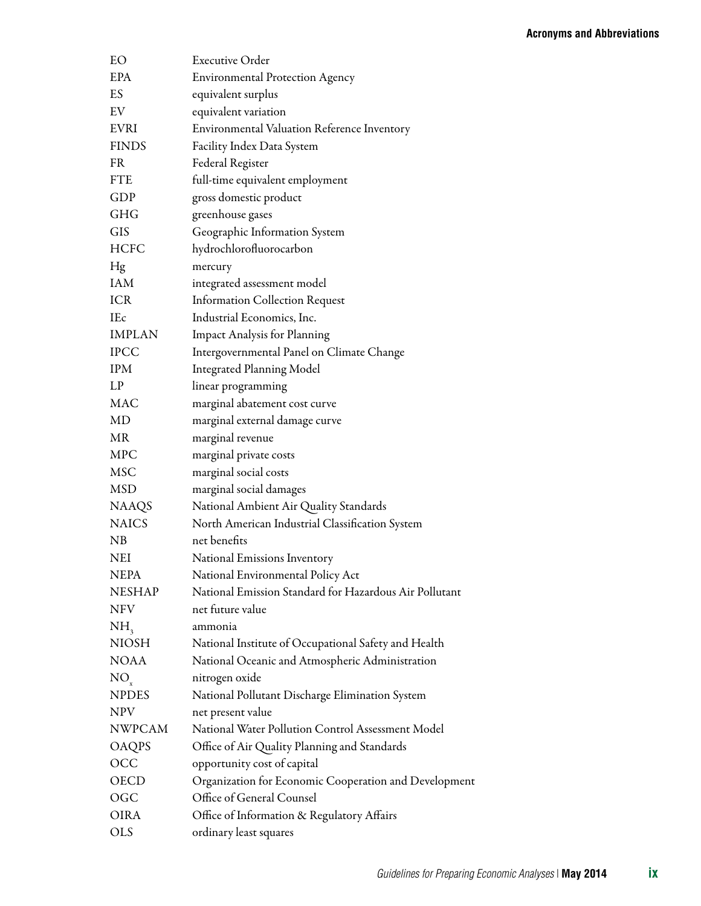| | |
|---|---|
| EO | Executive Order |
| EPA | Environmental Protection Agency |
| ES | equivalent surplus |
| EV | equivalent variation |
| EVRI | Environmental Valuation Reference Inventory |
| FINDS | Facility Index Data System |
| FR | Federal Register |
| FTE | full-time equivalent employment |
| GDP | gross domestic product |
| GHG | greenhouse gases |
| GIS | Geographic Information System |
| HCFC | hydrochlorofluorocarbon |
| Hg | mercury |
| IAM | integrated assessment model |
| ICR | Information Collection Request |
| IEc | Industrial Economics, Inc. |
| IMPLAN | Impact Analysis for Planning |
| IPCC | Intergovernmental Panel on Climate Change |
| IPM | Integrated Planning Model |
| LP | linear programming |
| MAC | marginal abatement cost curve |
| MD | marginal external damage curve |
| MR | marginal revenue |
| MPC | marginal private costs |
| MSC | marginal social costs |
| MSD | marginal social damages |
| NAAQS | National Ambient Air Quality Standards |
| NAICS | North American Industrial Classification System |
| NB | net benefits |
| NEI | National Emissions Inventory |
| NEPA | National Environmental Policy Act |
| NESHAP | National Emission Standard for Hazardous Air Pollutant |
| NFV | net future value |
| $NH_3$ | ammonia |
| NIOSH | National Institute of Occupational Safety and Health |
| NOAA | National Oceanic and Atmospheric Administration |
| $NO_x$ | nitrogen oxide |
| NPDES | National Pollutant Discharge Elimination System |
| NPV | net present value |
| NWPCAM | National Water Pollution Control Assessment Model |
| OAQPS | Office of Air Quality Planning and Standards |
| OCC | opportunity cost of capital |
| OECD | Organization for Economic Cooperation and Development |
| OGC | Office of General Counsel |
| OIRA | Office of Information & Regulatory Affairs |
| OLS | ordinary least squares |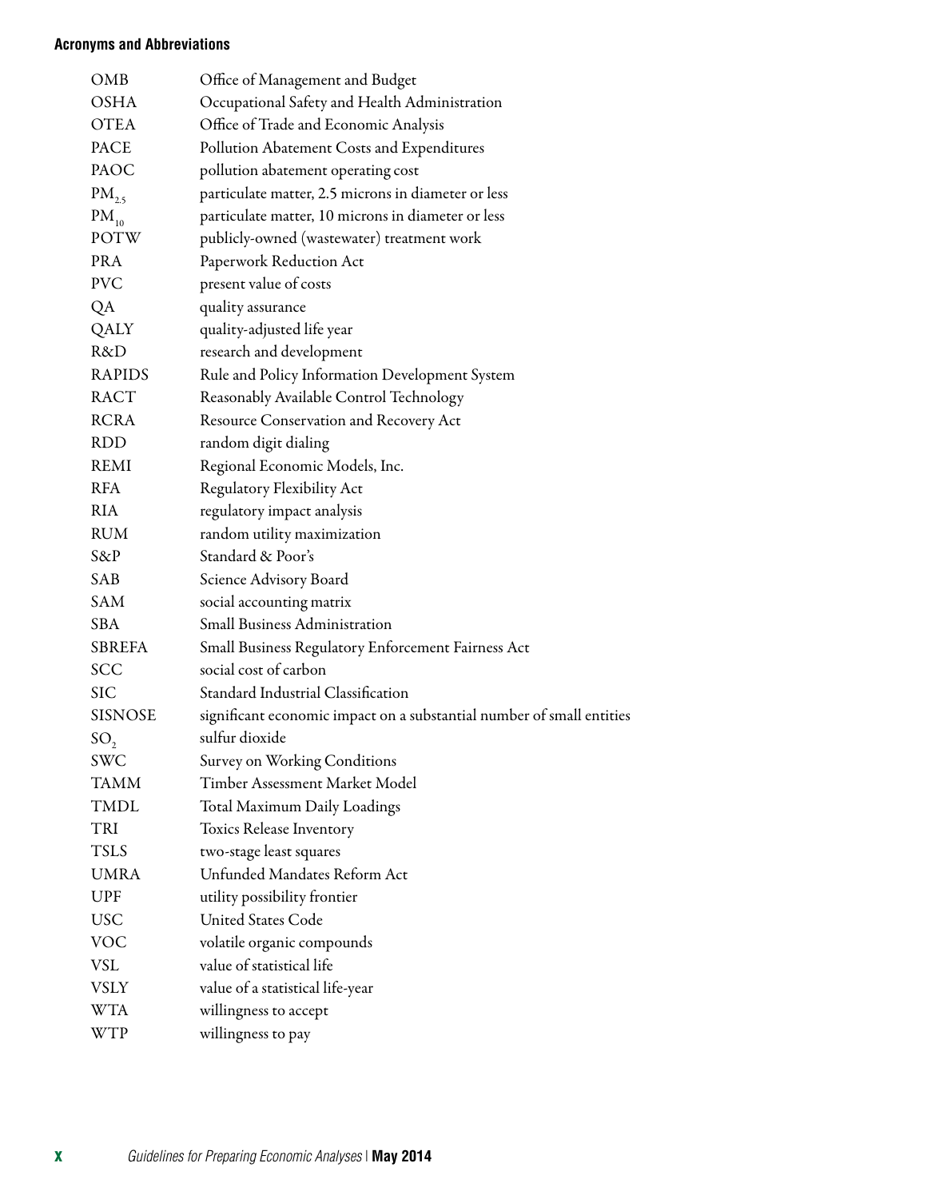**Acronyms and Abbreviations**

| | |
|---|---|
| OMB | Office of Management and Budget |
| OSHA | Occupational Safety and Health Administration |
| OTEA | Office of Trade and Economic Analysis |
| PACE | Pollution Abatement Costs and Expenditures |
| PAOC | pollution abatement operating cost |
| $PM_{2.5}$ | particulate matter, 2.5 microns in diameter or less |
| $PM_{10}$ | particulate matter, 10 microns in diameter or less |
| POTW | publicly-owned (wastewater) treatment work |
| PRA | Paperwork Reduction Act |
| PVC | present value of costs |
| QA | quality assurance |
| QALY | quality-adjusted life year |
| R&D | research and development |
| RAPIDS | Rule and Policy Information Development System |
| RACT | Reasonably Available Control Technology |
| RCRA | Resource Conservation and Recovery Act |
| RDD | random digit dialing |
| REMI | Regional Economic Models, Inc. |
| RFA | Regulatory Flexibility Act |
| RIA | regulatory impact analysis |
| RUM | random utility maximization |
| S&P | Standard & Poor's |
| SAB | Science Advisory Board |
| SAM | social accounting matrix |
| SBA | Small Business Administration |
| SBREFA | Small Business Regulatory Enforcement Fairness Act |
| SCC | social cost of carbon |
| SIC | Standard Industrial Classification |
| SISNOSE | significant economic impact on a substantial number of small entities |
| $SO_2$ | sulfur dioxide |
| SWC | Survey on Working Conditions |
| TAMM | Timber Assessment Market Model |
| TMDL | Total Maximum Daily Loadings |
| TRI | Toxics Release Inventory |
| TSLS | two-stage least squares |
| UMRA | Unfunded Mandates Reform Act |
| UPF | utility possibility frontier |
| USC | United States Code |
| VOC | volatile organic compounds |
| VSL | value of statistical life |
| VSLY | value of a statistical life-year |
| WTA | willingness to accept |
| WTP | willingness to pay |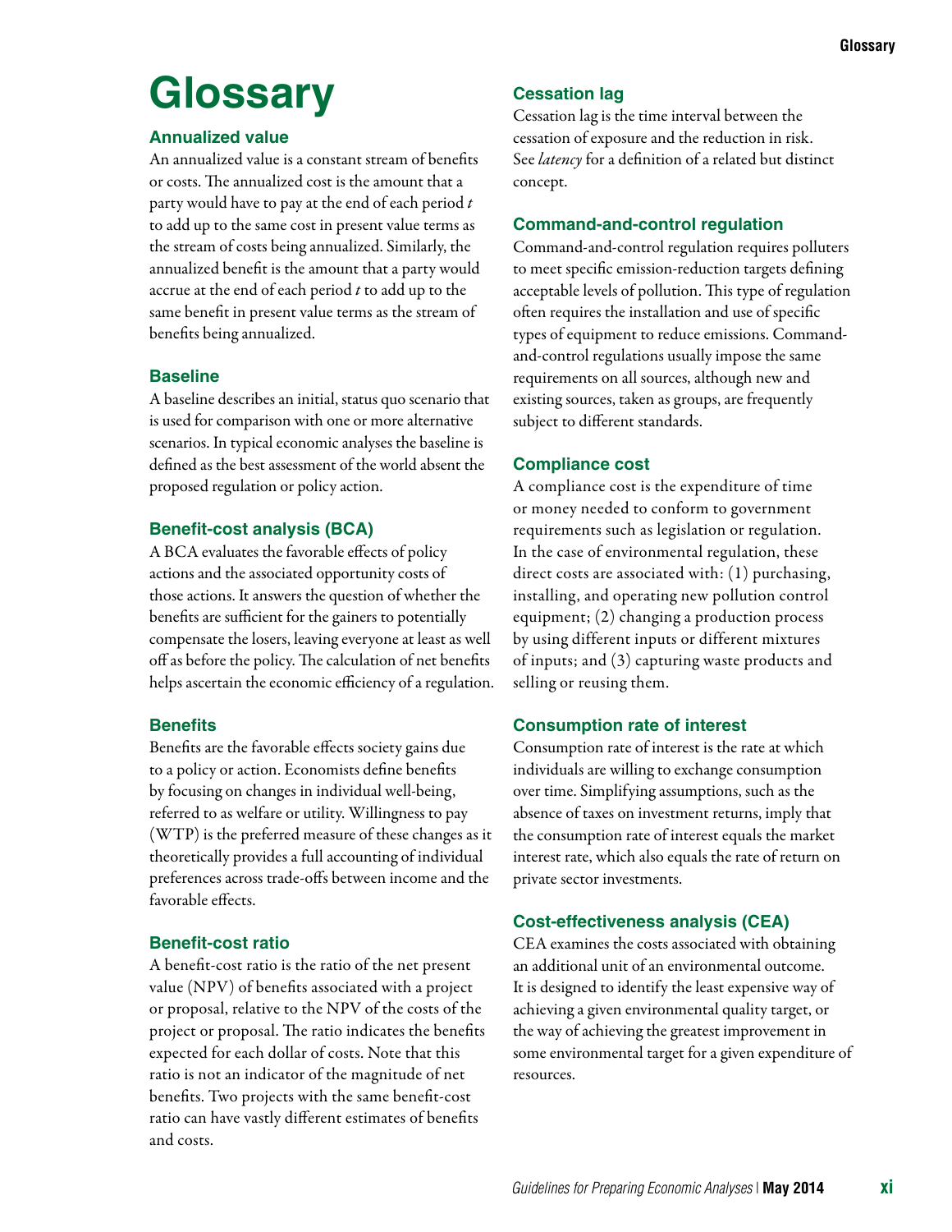# Glossary

### Annualized value

An annualized value is a constant stream of benefits or costs. The annualized cost is the amount that a party would have to pay at the end of each period $t$ to add up to the same cost in present value terms as the stream of costs being annualized. Similarly, the annualized benefit is the amount that a party would accrue at the end of each period $t$ to add up to the same benefit in present value terms as the stream of benefits being annualized.

### Baseline

A baseline describes an initial, status quo scenario that is used for comparison with one or more alternative scenarios. In typical economic analyses the baseline is defined as the best assessment of the world absent the proposed regulation or policy action.

### Benefit-cost analysis (BCA)

A BCA evaluates the favorable effects of policy actions and the associated opportunity costs of those actions. It answers the question of whether the benefits are sufficient for the gainers to potentially compensate the losers, leaving everyone at least as well off as before the policy. The calculation of net benefits helps ascertain the economic efficiency of a regulation.

### Benefits

Benefits are the favorable effects society gains due to a policy or action. Economists define benefits by focusing on changes in individual well-being, referred to as welfare or utility. Willingness to pay (WTP) is the preferred measure of these changes as it theoretically provides a full accounting of individual preferences across trade-offs between income and the favorable effects.

### Benefit-cost ratio

A benefit-cost ratio is the ratio of the net present value (NPV) of benefits associated with a project or proposal, relative to the NPV of the costs of the project or proposal. The ratio indicates the benefits expected for each dollar of costs. Note that this ratio is not an indicator of the magnitude of net benefits. Two projects with the same benefit-cost ratio can have vastly different estimates of benefits and costs.

### Cessation lag

Cessation lag is the time interval between the cessation of exposure and the reduction in risk. See *latency* for a definition of a related but distinct concept.

### Command-and-control regulation

Command-and-control regulation requires polluters to meet specific emission-reduction targets defining acceptable levels of pollution. This type of regulation often requires the installation and use of specific types of equipment to reduce emissions. Command-and-control regulations usually impose the same requirements on all sources, although new and existing sources, taken as groups, are frequently subject to different standards.

### Compliance cost

A compliance cost is the expenditure of time or money needed to conform to government requirements such as legislation or regulation. In the case of environmental regulation, these direct costs are associated with: (1) purchasing, installing, and operating new pollution control equipment; (2) changing a production process by using different inputs or different mixtures of inputs; and (3) capturing waste products and selling or reusing them.

### Consumption rate of interest

Consumption rate of interest is the rate at which individuals are willing to exchange consumption over time. Simplifying assumptions, such as the absence of taxes on investment returns, imply that the consumption rate of interest equals the market interest rate, which also equals the rate of return on private sector investments.

### Cost-effectiveness analysis (CEA)

CEA examines the costs associated with obtaining an additional unit of an environmental outcome. It is designed to identify the least expensive way of achieving a given environmental quality target, or the way of achieving the greatest improvement in some environmental target for a given expenditure of resources.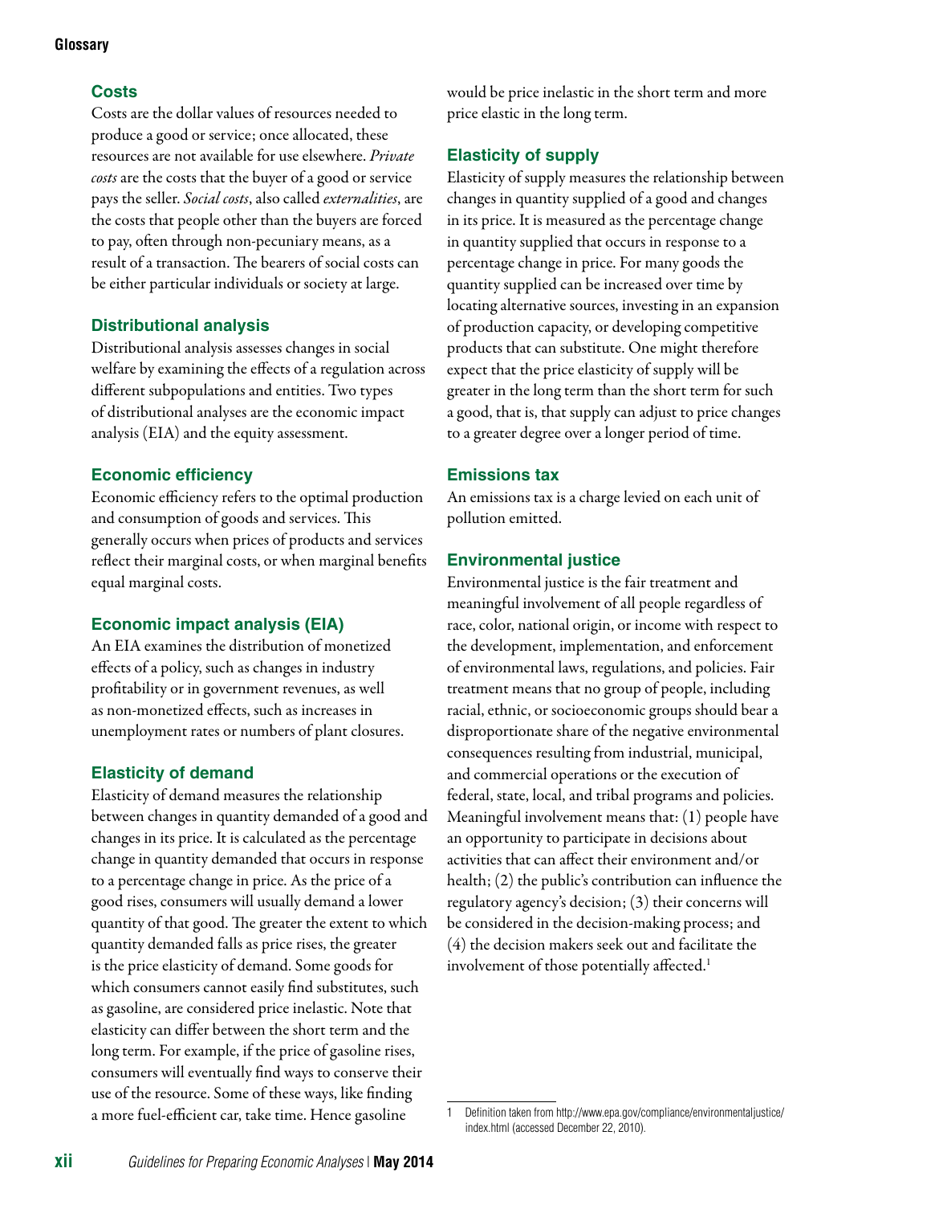## Costs

Costs are the dollar values of resources needed to produce a good or service; once allocated, these resources are not available for use elsewhere. *Private costs* are the costs that the buyer of a good or service pays the seller. *Social costs*, also called *externalities*, are the costs that people other than the buyers are forced to pay, often through non-pecuniary means, as a result of a transaction. The bearers of social costs can be either particular individuals or society at large.

## Distributional analysis

Distributional analysis assesses changes in social welfare by examining the effects of a regulation across different subpopulations and entities. Two types of distributional analyses are the economic impact analysis (EIA) and the equity assessment.

## Economic efficiency

Economic efficiency refers to the optimal production and consumption of goods and services. This generally occurs when prices of products and services reflect their marginal costs, or when marginal benefits equal marginal costs.

## Economic impact analysis (EIA)

An EIA examines the distribution of monetized effects of a policy, such as changes in industry profitability or in government revenues, as well as non-monetized effects, such as increases in unemployment rates or numbers of plant closures.

## Elasticity of demand

Elasticity of demand measures the relationship between changes in quantity demanded of a good and changes in its price. It is calculated as the percentage change in quantity demanded that occurs in response to a percentage change in price. As the price of a good rises, consumers will usually demand a lower quantity of that good. The greater the extent to which quantity demanded falls as price rises, the greater is the price elasticity of demand. Some goods for which consumers cannot easily find substitutes, such as gasoline, are considered price inelastic. Note that elasticity can differ between the short term and the long term. For example, if the price of gasoline rises, consumers will eventually find ways to conserve their use of the resource. Some of these ways, like finding a more fuel-efficient car, take time. Hence gasoline would be price inelastic in the short term and more price elastic in the long term.

## Elasticity of supply

Elasticity of supply measures the relationship between changes in quantity supplied of a good and changes in its price. It is measured as the percentage change in quantity supplied that occurs in response to a percentage change in price. For many goods the quantity supplied can be increased over time by locating alternative sources, investing in an expansion of production capacity, or developing competitive products that can substitute. One might therefore expect that the price elasticity of supply will be greater in the long term than the short term for such a good, that is, that supply can adjust to price changes to a greater degree over a longer period of time.

## Emissions tax

An emissions tax is a charge levied on each unit of pollution emitted.

## Environmental justice

Environmental justice is the fair treatment and meaningful involvement of all people regardless of race, color, national origin, or income with respect to the development, implementation, and enforcement of environmental laws, regulations, and policies. Fair treatment means that no group of people, including racial, ethnic, or socioeconomic groups should bear a disproportionate share of the negative environmental consequences resulting from industrial, municipal, and commercial operations or the execution of federal, state, local, and tribal programs and policies. Meaningful involvement means that: (1) people have an opportunity to participate in decisions about activities that can affect their environment and/or health; (2) the public's contribution can influence the regulatory agency's decision; (3) their concerns will be considered in the decision-making process; and (4) the decision makers seek out and facilitate the involvement of those potentially affected.[1]

---

[1] Definition taken from http://www.epa.gov/compliance/environmentaljustice/index.html (accessed December 22, 2010).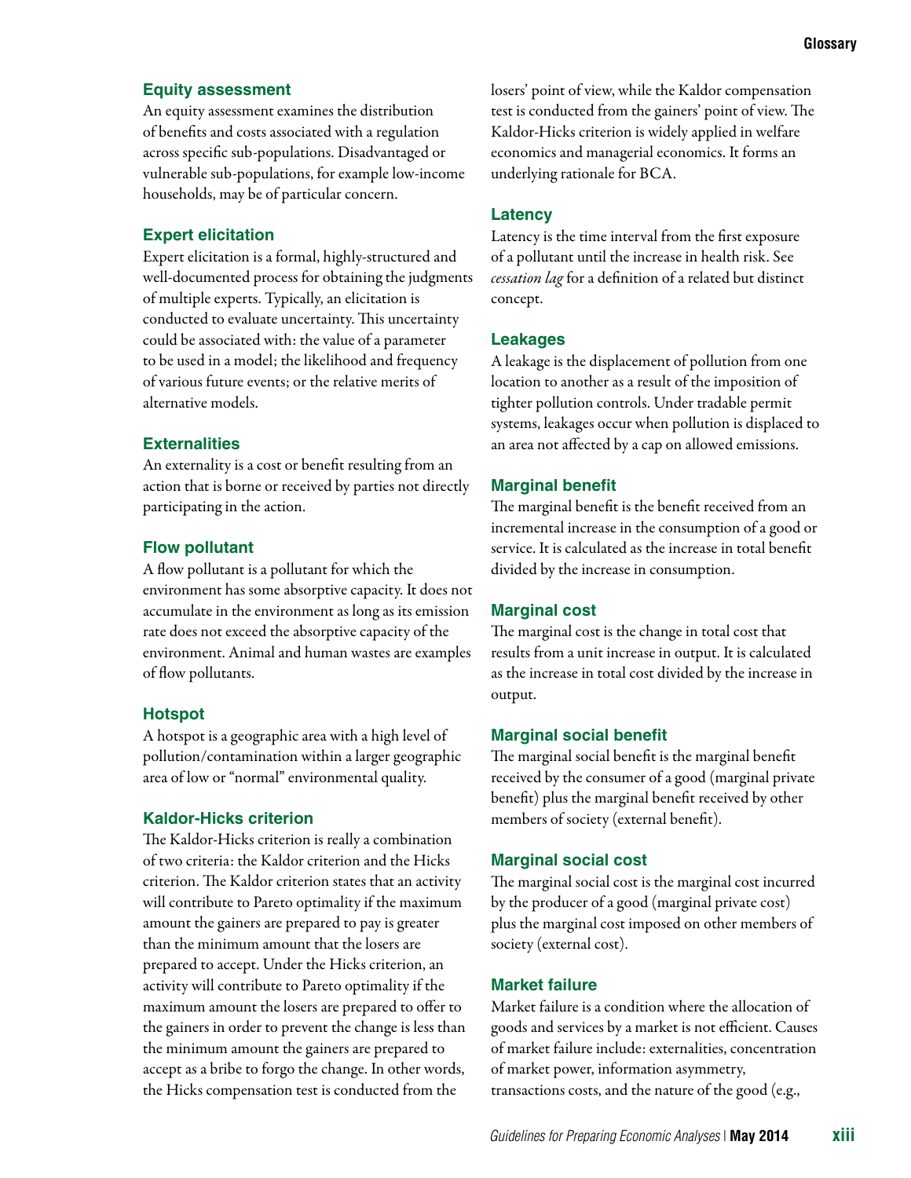### Equity assessment

An equity assessment examines the distribution of benefits and costs associated with a regulation across specific sub-populations. Disadvantaged or vulnerable sub-populations, for example low-income households, may be of particular concern.

### Expert elicitation

Expert elicitation is a formal, highly-structured and well-documented process for obtaining the judgments of multiple experts. Typically, an elicitation is conducted to evaluate uncertainty. This uncertainty could be associated with: the value of a parameter to be used in a model; the likelihood and frequency of various future events; or the relative merits of alternative models.

### Externalities

An externality is a cost or benefit resulting from an action that is borne or received by parties not directly participating in the action.

### Flow pollutant

A flow pollutant is a pollutant for which the environment has some absorptive capacity. It does not accumulate in the environment as long as its emission rate does not exceed the absorptive capacity of the environment. Animal and human wastes are examples of flow pollutants.

### Hotspot

A hotspot is a geographic area with a high level of pollution/contamination within a larger geographic area of low or "normal" environmental quality.

### Kaldor-Hicks criterion

The Kaldor-Hicks criterion is really a combination of two criteria: the Kaldor criterion and the Hicks criterion. The Kaldor criterion states that an activity will contribute to Pareto optimality if the maximum amount the gainers are prepared to pay is greater than the minimum amount that the losers are prepared to accept. Under the Hicks criterion, an activity will contribute to Pareto optimality if the maximum amount the losers are prepared to offer to the gainers in order to prevent the change is less than the minimum amount the gainers are prepared to accept as a bribe to forgo the change. In other words, the Hicks compensation test is conducted from the losers' point of view, while the Kaldor compensation test is conducted from the gainers' point of view. The Kaldor-Hicks criterion is widely applied in welfare economics and managerial economics. It forms an underlying rationale for BCA.

### Latency

Latency is the time interval from the first exposure of a pollutant until the increase in health risk. See *cessation lag* for a definition of a related but distinct concept.

### Leakages

A leakage is the displacement of pollution from one location to another as a result of the imposition of tighter pollution controls. Under tradable permit systems, leakages occur when pollution is displaced to an area not affected by a cap on allowed emissions.

### Marginal benefit

The marginal benefit is the benefit received from an incremental increase in the consumption of a good or service. It is calculated as the increase in total benefit divided by the increase in consumption.

### Marginal cost

The marginal cost is the change in total cost that results from a unit increase in output. It is calculated as the increase in total cost divided by the increase in output.

### Marginal social benefit

The marginal social benefit is the marginal benefit received by the consumer of a good (marginal private benefit) plus the marginal benefit received by other members of society (external benefit).

### Marginal social cost

The marginal social cost is the marginal cost incurred by the producer of a good (marginal private cost) plus the marginal cost imposed on other members of society (external cost).

### Market failure

Market failure is a condition where the allocation of goods and services by a market is not efficient. Causes of market failure include: externalities, concentration of market power, information asymmetry, transactions costs, and the nature of the good (e.g.,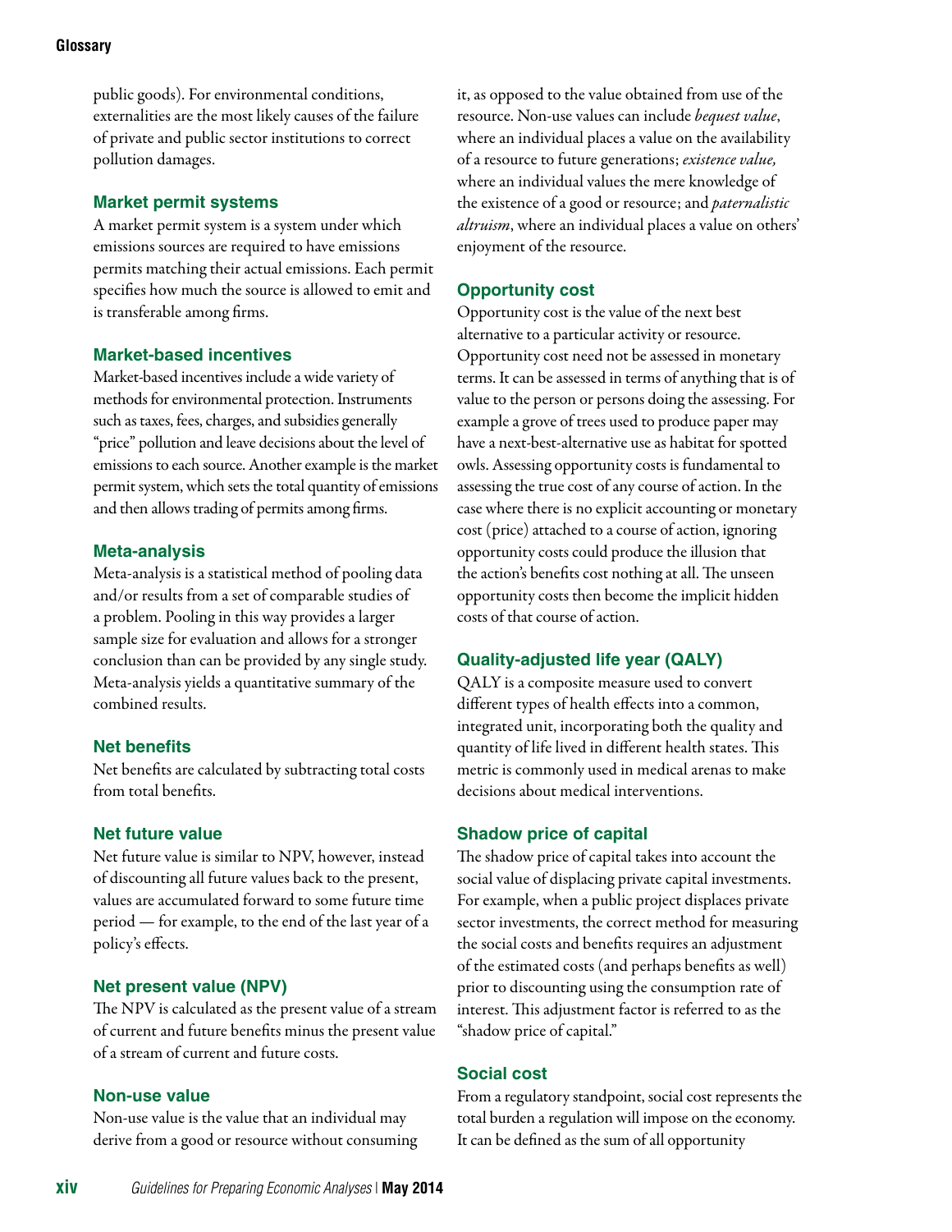public goods). For environmental conditions, externalities are the most likely causes of the failure of private and public sector institutions to correct pollution damages.

### Market permit systems

A market permit system is a system under which emissions sources are required to have emissions permits matching their actual emissions. Each permit specifies how much the source is allowed to emit and is transferable among firms.

### Market-based incentives

Market-based incentives include a wide variety of methods for environmental protection. Instruments such as taxes, fees, charges, and subsidies generally "price" pollution and leave decisions about the level of emissions to each source. Another example is the market permit system, which sets the total quantity of emissions and then allows trading of permits among firms.

### Meta-analysis

Meta-analysis is a statistical method of pooling data and/or results from a set of comparable studies of a problem. Pooling in this way provides a larger sample size for evaluation and allows for a stronger conclusion than can be provided by any single study. Meta-analysis yields a quantitative summary of the combined results.

### Net benefits

Net benefits are calculated by subtracting total costs from total benefits.

### Net future value

Net future value is similar to NPV, however, instead of discounting all future values back to the present, values are accumulated forward to some future time period — for example, to the end of the last year of a policy's effects.

### Net present value (NPV)

The NPV is calculated as the present value of a stream of current and future benefits minus the present value of a stream of current and future costs.

### Non-use value

Non-use value is the value that an individual may derive from a good or resource without consuming it, as opposed to the value obtained from use of the resource. Non-use values can include *bequest value*, where an individual places a value on the availability of a resource to future generations; *existence value,* where an individual values the mere knowledge of the existence of a good or resource; and *paternalistic altruism*, where an individual places a value on others' enjoyment of the resource.

### Opportunity cost

Opportunity cost is the value of the next best alternative to a particular activity or resource. Opportunity cost need not be assessed in monetary terms. It can be assessed in terms of anything that is of value to the person or persons doing the assessing. For example a grove of trees used to produce paper may have a next-best-alternative use as habitat for spotted owls. Assessing opportunity costs is fundamental to assessing the true cost of any course of action. In the case where there is no explicit accounting or monetary cost (price) attached to a course of action, ignoring opportunity costs could produce the illusion that the action's benefits cost nothing at all. The unseen opportunity costs then become the implicit hidden costs of that course of action.

### Quality-adjusted life year (QALY)

QALY is a composite measure used to convert different types of health effects into a common, integrated unit, incorporating both the quality and quantity of life lived in different health states. This metric is commonly used in medical arenas to make decisions about medical interventions.

### Shadow price of capital

The shadow price of capital takes into account the social value of displacing private capital investments. For example, when a public project displaces private sector investments, the correct method for measuring the social costs and benefits requires an adjustment of the estimated costs (and perhaps benefits as well) prior to discounting using the consumption rate of interest. This adjustment factor is referred to as the "shadow price of capital."

### Social cost

From a regulatory standpoint, social cost represents the total burden a regulation will impose on the economy. It can be defined as the sum of all opportunity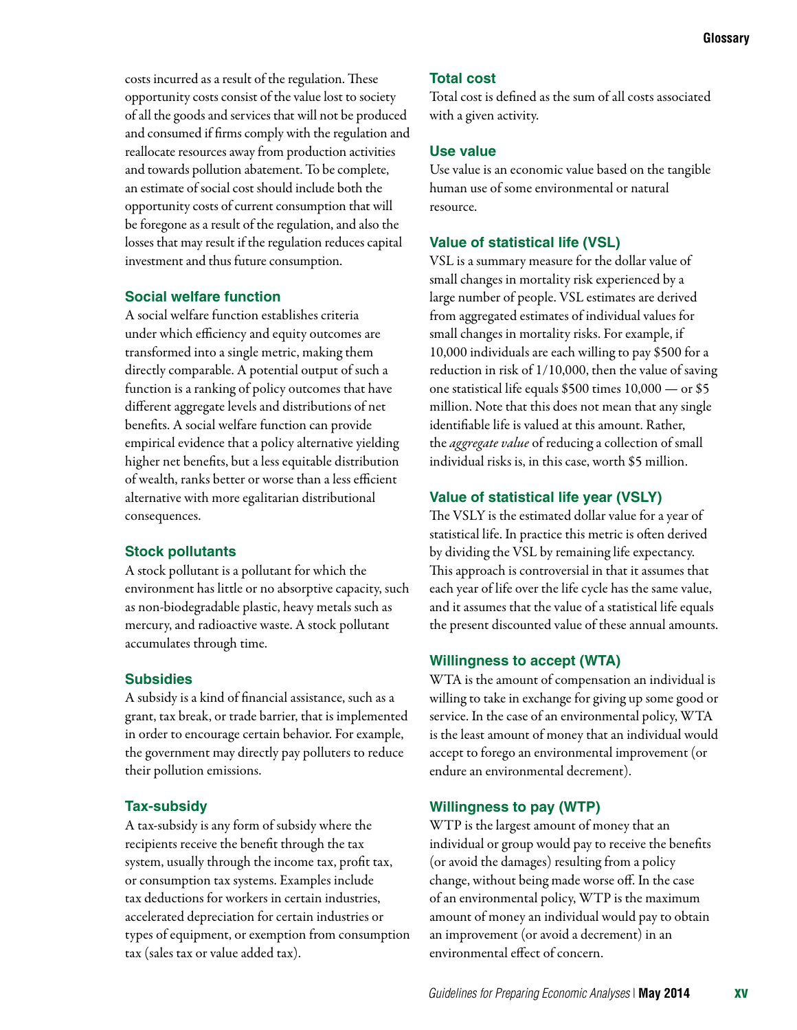costs incurred as a result of the regulation. These opportunity costs consist of the value lost to society of all the goods and services that will not be produced and consumed if firms comply with the regulation and reallocate resources away from production activities and towards pollution abatement. To be complete, an estimate of social cost should include both the opportunity costs of current consumption that will be foregone as a result of the regulation, and also the losses that may result if the regulation reduces capital investment and thus future consumption.

### Social welfare function

A social welfare function establishes criteria under which efficiency and equity outcomes are transformed into a single metric, making them directly comparable. A potential output of such a function is a ranking of policy outcomes that have different aggregate levels and distributions of net benefits. A social welfare function can provide empirical evidence that a policy alternative yielding higher net benefits, but a less equitable distribution of wealth, ranks better or worse than a less efficient alternative with more egalitarian distributional consequences.

### Stock pollutants

A stock pollutant is a pollutant for which the environment has little or no absorptive capacity, such as non-biodegradable plastic, heavy metals such as mercury, and radioactive waste. A stock pollutant accumulates through time.

### Subsidies

A subsidy is a kind of financial assistance, such as a grant, tax break, or trade barrier, that is implemented in order to encourage certain behavior. For example, the government may directly pay polluters to reduce their pollution emissions.

### Tax-subsidy

A tax-subsidy is any form of subsidy where the recipients receive the benefit through the tax system, usually through the income tax, profit tax, or consumption tax systems. Examples include tax deductions for workers in certain industries, accelerated depreciation for certain industries or types of equipment, or exemption from consumption tax (sales tax or value added tax).

### Total cost

Total cost is defined as the sum of all costs associated with a given activity.

### Use value

Use value is an economic value based on the tangible human use of some environmental or natural resource.

### Value of statistical life (VSL)

VSL is a summary measure for the dollar value of small changes in mortality risk experienced by a large number of people. VSL estimates are derived from aggregated estimates of individual values for small changes in mortality risks. For example, if 10,000 individuals are each willing to pay $500 for a reduction in risk of 1/10,000, then the value of saving one statistical life equals $500 times 10,000 — or $5 million. Note that this does not mean that any single identifiable life is valued at this amount. Rather, the *aggregate value* of reducing a collection of small individual risks is, in this case, worth $5 million.

### Value of statistical life year (VSLY)

The VSLY is the estimated dollar value for a year of statistical life. In practice this metric is often derived by dividing the VSL by remaining life expectancy. This approach is controversial in that it assumes that each year of life over the life cycle has the same value, and it assumes that the value of a statistical life equals the present discounted value of these annual amounts.

### Willingness to accept (WTA)

WTA is the amount of compensation an individual is willing to take in exchange for giving up some good or service. In the case of an environmental policy, WTA is the least amount of money that an individual would accept to forego an environmental improvement (or endure an environmental decrement).

### Willingness to pay (WTP)

WTP is the largest amount of money that an individual or group would pay to receive the benefits (or avoid the damages) resulting from a policy change, without being made worse off. In the case of an environmental policy, WTP is the maximum amount of money an individual would pay to obtain an improvement (or avoid a decrement) in an environmental effect of concern.